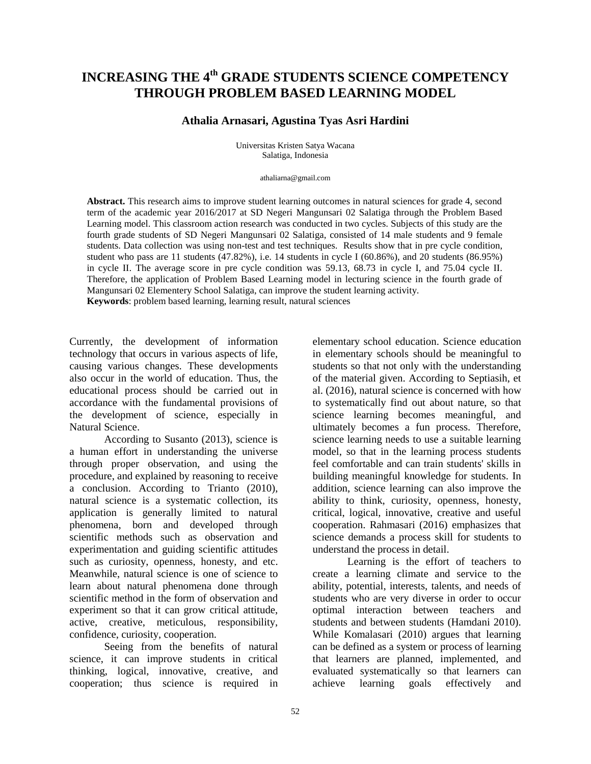# INCREASING THE 4$^{th}$ GRADE STUDENTS SCIENCE COMPETENCY THROUGH PROBLEM BASED LEARNING MODEL

**Athalia Arnasari, Agustina Tyas Asri Hardini**

Universitas Kristen Satya Wacana
Salatiga, Indonesia

athaliarna@gmail.com

**Abstract.** This research aims to improve student learning outcomes in natural sciences for grade 4, second term of the academic year 2016/2017 at SD Negeri Mangunsari 02 Salatiga through the Problem Based Learning model. This classroom action research was conducted in two cycles. Subjects of this study are the fourth grade students of SD Negeri Mangunsari 02 Salatiga, consisted of 14 male students and 9 female students. Data collection was using non-test and test techniques. Results show that in pre cycle condition, student who pass are 11 students (47.82%), i.e. 14 students in cycle I (60.86%), and 20 students (86.95%) in cycle II. The average score in pre cycle condition was 59.13, 68.73 in cycle I, and 75.04 cycle II. Therefore, the application of Problem Based Learning model in lecturing science in the fourth grade of Mangunsari 02 Elementery School Salatiga, can improve the student learning activity.

**Keywords**: problem based learning, learning result, natural sciences

Currently, the development of information technology that occurs in various aspects of life, causing various changes. These developments also occur in the world of education. Thus, the educational process should be carried out in accordance with the fundamental provisions of the development of science, especially in Natural Science.

According to Susanto (2013), science is a human effort in understanding the universe through proper observation, and using the procedure, and explained by reasoning to receive a conclusion. According to Trianto (2010), natural science is a systematic collection, its application is generally limited to natural phenomena, born and developed through scientific methods such as observation and experimentation and guiding scientific attitudes such as curiosity, openness, honesty, and etc. Meanwhile, natural science is one of science to learn about natural phenomena done through scientific method in the form of observation and experiment so that it can grow critical attitude, active, creative, meticulous, responsibility, confidence, curiosity, cooperation.

Seeing from the benefits of natural science, it can improve students in critical thinking, logical, innovative, creative, and cooperation; thus science is required in elementary school education. Science education in elementary schools should be meaningful to students so that not only with the understanding of the material given. According to Septiasih, et al. (2016), natural science is concerned with how to systematically find out about nature, so that science learning becomes meaningful, and ultimately becomes a fun process. Therefore, science learning needs to use a suitable learning model, so that in the learning process students feel comfortable and can train students' skills in building meaningful knowledge for students. In addition, science learning can also improve the ability to think, curiosity, openness, honesty, critical, logical, innovative, creative and useful cooperation. Rahmasari (2016) emphasizes that science demands a process skill for students to understand the process in detail.

Learning is the effort of teachers to create a learning climate and service to the ability, potential, interests, talents, and needs of students who are very diverse in order to occur optimal interaction between teachers and students and between students (Hamdani 2010). While Komalasari (2010) argues that learning can be defined as a system or process of learning that learners are planned, implemented, and evaluated systematically so that learners can achieve learning goals effectively and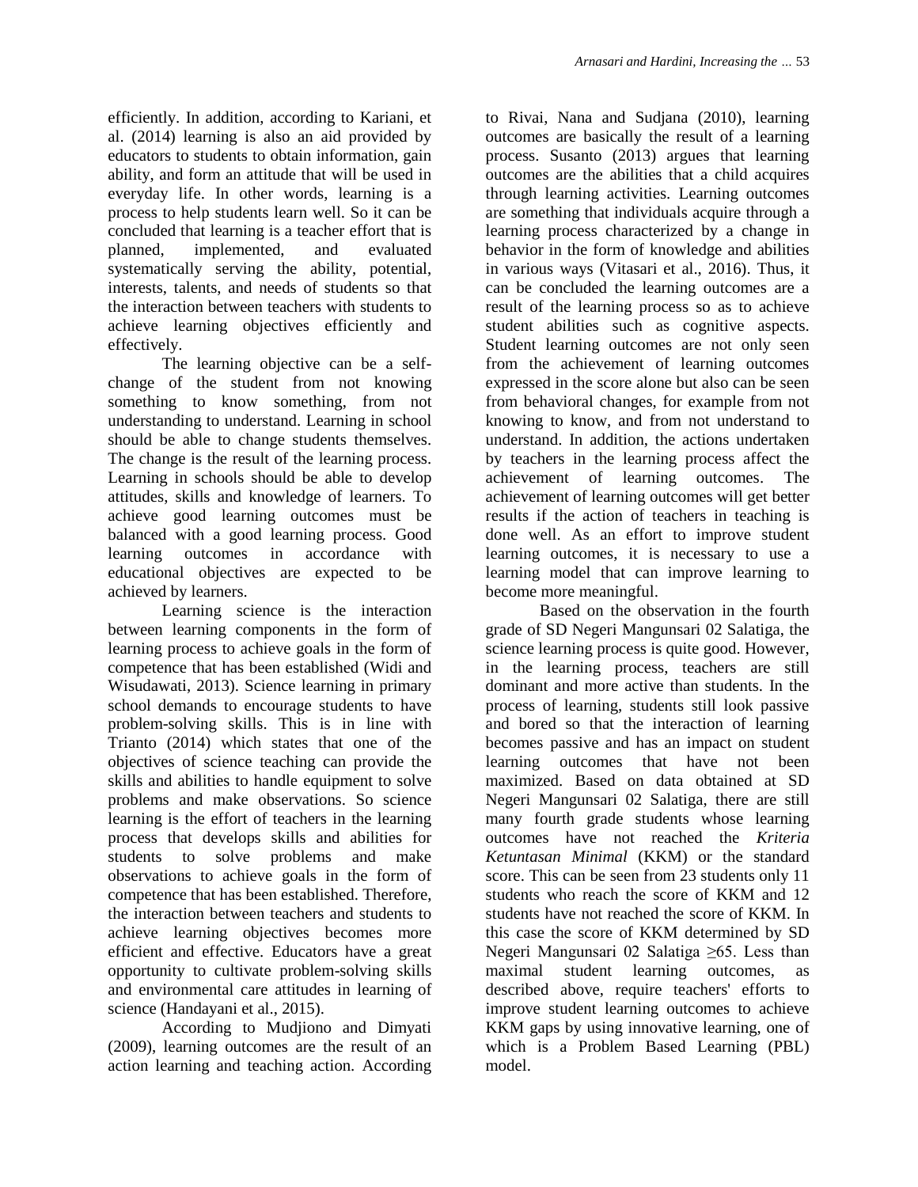efficiently. In addition, according to Kariani, et al. (2014) learning is also an aid provided by educators to students to obtain information, gain ability, and form an attitude that will be used in everyday life. In other words, learning is a process to help students learn well. So it can be concluded that learning is a teacher effort that is planned, implemented, and evaluated systematically serving the ability, potential, interests, talents, and needs of students so that the interaction between teachers with students to achieve learning objectives efficiently and effectively.

The learning objective can be a self-change of the student from not knowing something to know something, from not understanding to understand. Learning in school should be able to change students themselves. The change is the result of the learning process. Learning in schools should be able to develop attitudes, skills and knowledge of learners. To achieve good learning outcomes must be balanced with a good learning process. Good learning outcomes in accordance with educational objectives are expected to be achieved by learners.

Learning science is the interaction between learning components in the form of learning process to achieve goals in the form of competence that has been established (Widi and Wisudawati, 2013). Science learning in primary school demands to encourage students to have problem-solving skills. This is in line with Trianto (2014) which states that one of the objectives of science teaching can provide the skills and abilities to handle equipment to solve problems and make observations. So science learning is the effort of teachers in the learning process that develops skills and abilities for students to solve problems and make observations to achieve goals in the form of competence that has been established. Therefore, the interaction between teachers and students to achieve learning objectives becomes more efficient and effective. Educators have a great opportunity to cultivate problem-solving skills and environmental care attitudes in learning of science (Handayani et al., 2015).

According to Mudjiono and Dimyati (2009), learning outcomes are the result of an action learning and teaching action. According to Rivai, Nana and Sudjana (2010), learning outcomes are basically the result of a learning process. Susanto (2013) argues that learning outcomes are the abilities that a child acquires through learning activities. Learning outcomes are something that individuals acquire through a learning process characterized by a change in behavior in the form of knowledge and abilities in various ways (Vitasari et al., 2016). Thus, it can be concluded the learning outcomes are a result of the learning process so as to achieve student abilities such as cognitive aspects. Student learning outcomes are not only seen from the achievement of learning outcomes expressed in the score alone but also can be seen from behavioral changes, for example from not knowing to know, and from not understand to understand. In addition, the actions undertaken by teachers in the learning process affect the achievement of learning outcomes. The achievement of learning outcomes will get better results if the action of teachers in teaching is done well. As an effort to improve student learning outcomes, it is necessary to use a learning model that can improve learning to become more meaningful.

Based on the observation in the fourth grade of SD Negeri Mangunsari 02 Salatiga, the science learning process is quite good. However, in the learning process, teachers are still dominant and more active than students. In the process of learning, students still look passive and bored so that the interaction of learning becomes passive and has an impact on student learning outcomes that have not been maximized. Based on data obtained at SD Negeri Mangunsari 02 Salatiga, there are still many fourth grade students whose learning outcomes have not reached the *Kriteria Ketuntasan Minimal* (KKM) or the standard score. This can be seen from 23 students only 11 students who reach the score of KKM and 12 students have not reached the score of KKM. In this case the score of KKM determined by SD Negeri Mangunsari 02 Salatiga $\geq$65. Less than maximal student learning outcomes, as described above, require teachers' efforts to improve student learning outcomes to achieve KKM gaps by using innovative learning, one of which is a Problem Based Learning (PBL) model.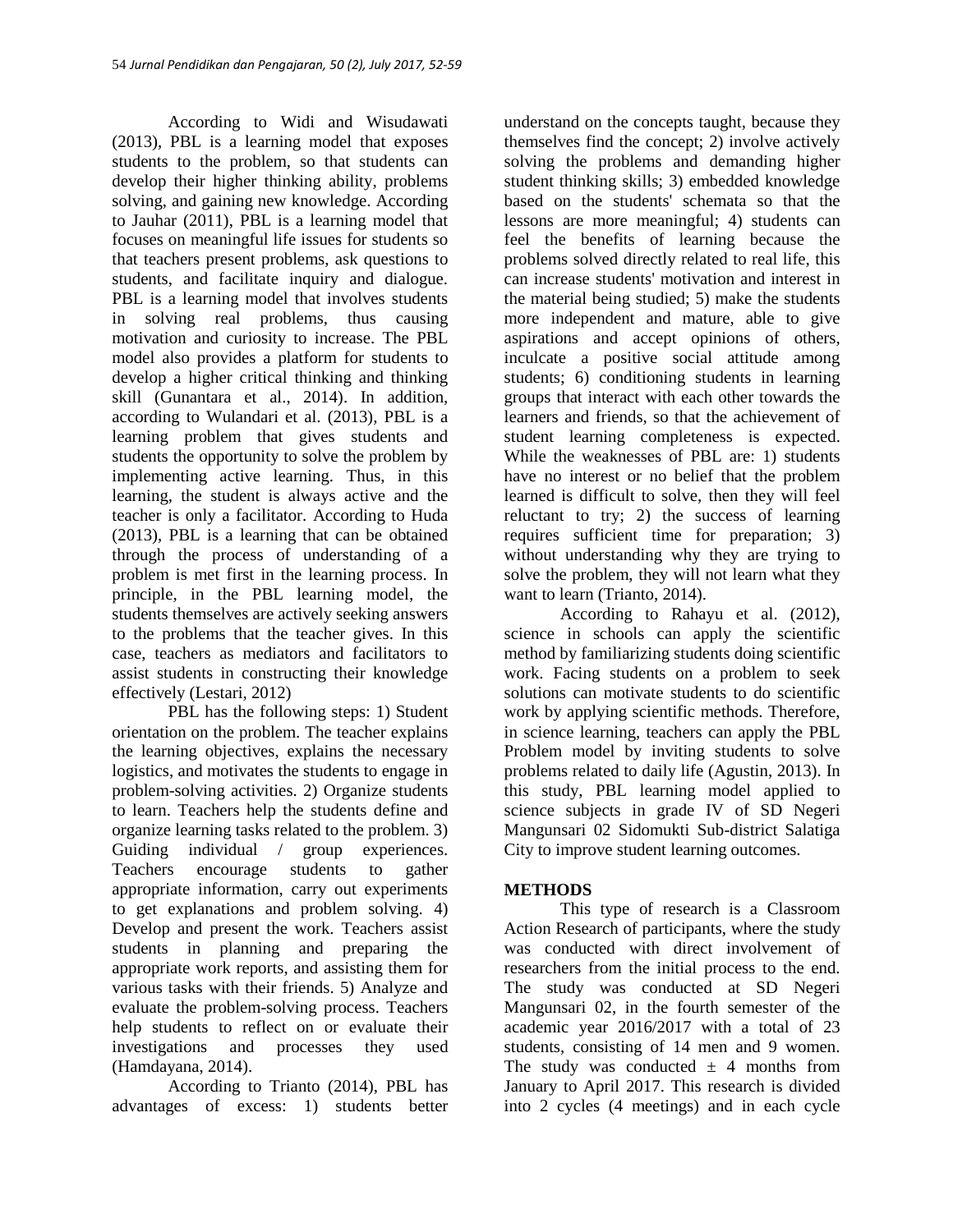According to Widi and Wisudawati (2013), PBL is a learning model that exposes students to the problem, so that students can develop their higher thinking ability, problems solving, and gaining new knowledge. According to Jauhar (2011), PBL is a learning model that focuses on meaningful life issues for students so that teachers present problems, ask questions to students, and facilitate inquiry and dialogue. PBL is a learning model that involves students in solving real problems, thus causing motivation and curiosity to increase. The PBL model also provides a platform for students to develop a higher critical thinking and thinking skill (Gunantara et al., 2014). In addition, according to Wulandari et al. (2013), PBL is a learning problem that gives students and students the opportunity to solve the problem by implementing active learning. Thus, in this learning, the student is always active and the teacher is only a facilitator. According to Huda (2013), PBL is a learning that can be obtained through the process of understanding of a problem is met first in the learning process. In principle, in the PBL learning model, the students themselves are actively seeking answers to the problems that the teacher gives. In this case, teachers as mediators and facilitators to assist students in constructing their knowledge effectively (Lestari, 2012)

PBL has the following steps: 1) Student orientation on the problem. The teacher explains the learning objectives, explains the necessary logistics, and motivates the students to engage in problem-solving activities. 2) Organize students to learn. Teachers help the students define and organize learning tasks related to the problem. 3) Guiding individual / group experiences. Teachers encourage students to gather appropriate information, carry out experiments to get explanations and problem solving. 4) Develop and present the work. Teachers assist students in planning and preparing the appropriate work reports, and assisting them for various tasks with their friends. 5) Analyze and evaluate the problem-solving process. Teachers help students to reflect on or evaluate their investigations and processes they used (Hamdayana, 2014).

According to Trianto (2014), PBL has advantages of excess: 1) students better understand on the concepts taught, because they themselves find the concept; 2) involve actively solving the problems and demanding higher student thinking skills; 3) embedded knowledge based on the students' schemata so that the lessons are more meaningful; 4) students can feel the benefits of learning because the problems solved directly related to real life, this can increase students' motivation and interest in the material being studied; 5) make the students more independent and mature, able to give aspirations and accept opinions of others, inculcate a positive social attitude among students; 6) conditioning students in learning groups that interact with each other towards the learners and friends, so that the achievement of student learning completeness is expected. While the weaknesses of PBL are: 1) students have no interest or no belief that the problem learned is difficult to solve, then they will feel reluctant to try; 2) the success of learning requires sufficient time for preparation; 3) without understanding why they are trying to solve the problem, they will not learn what they want to learn (Trianto, 2014).

According to Rahayu et al. (2012), science in schools can apply the scientific method by familiarizing students doing scientific work. Facing students on a problem to seek solutions can motivate students to do scientific work by applying scientific methods. Therefore, in science learning, teachers can apply the PBL Problem model by inviting students to solve problems related to daily life (Agustin, 2013). In this study, PBL learning model applied to science subjects in grade IV of SD Negeri Mangunsari 02 Sidomukti Sub-district Salatiga City to improve student learning outcomes.

## METHODS

This type of research is a Classroom Action Research of participants, where the study was conducted with direct involvement of researchers from the initial process to the end. The study was conducted at SD Negeri Mangunsari 02, in the fourth semester of the academic year 2016/2017 with a total of 23 students, consisting of 14 men and 9 women. The study was conducted $\pm$ 4 months from January to April 2017. This research is divided into 2 cycles (4 meetings) and in each cycle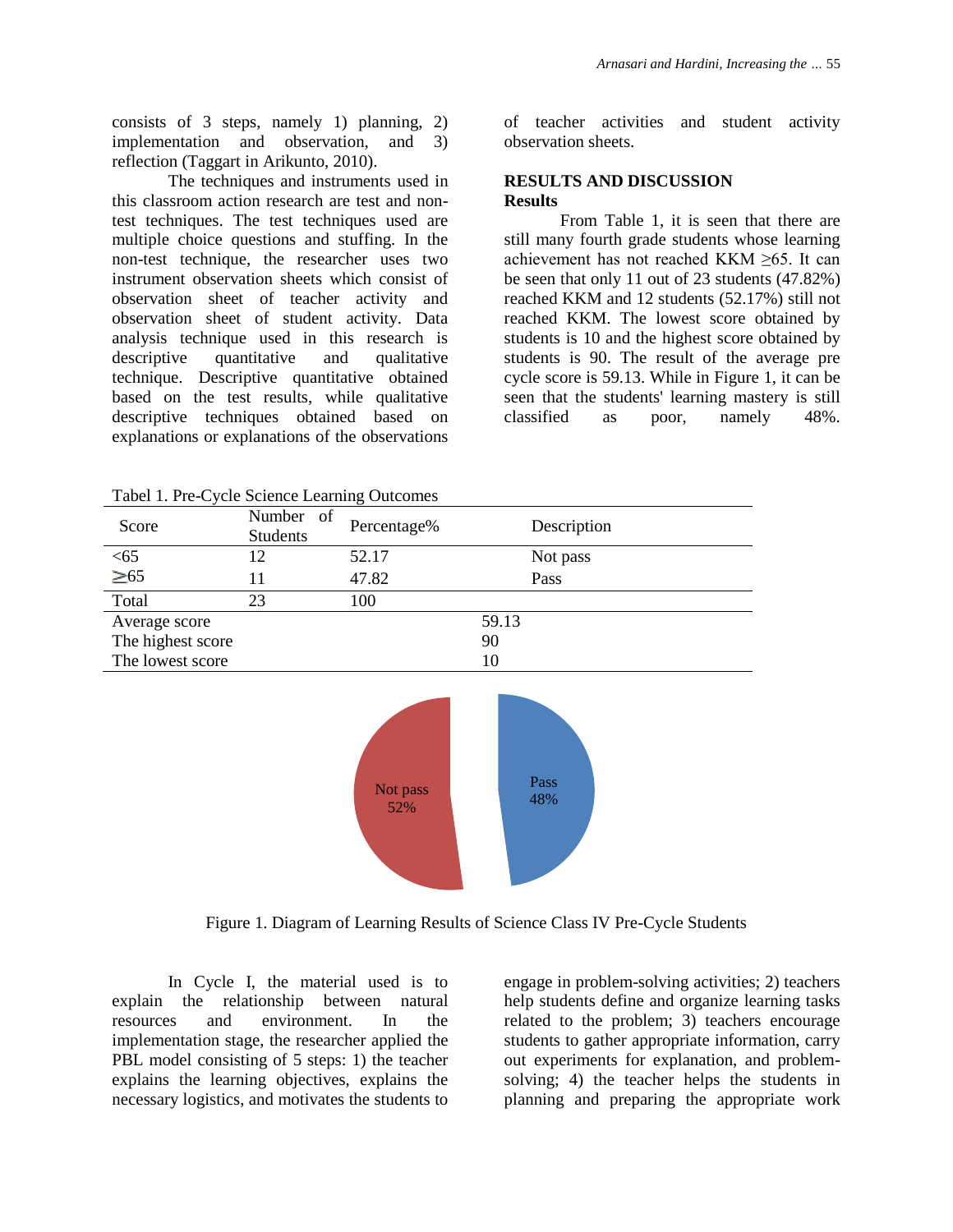consists of 3 steps, namely 1) planning, 2) implementation and observation, and 3) reflection (Taggart in Arikunto, 2010).

The techniques and instruments used in this classroom action research are test and non-test techniques. The test techniques used are multiple choice questions and stuffing. In the non-test technique, the researcher uses two instrument observation sheets which consist of observation sheet of teacher activity and observation sheet of student activity. Data analysis technique used in this research is descriptive quantitative and qualitative technique. Descriptive quantitative obtained based on the test results, while qualitative descriptive techniques obtained based on explanations or explanations of the observations of teacher activities and student activity observation sheets.

## RESULTS AND DISCUSSION

### Results

From Table 1, it is seen that there are still many fourth grade students whose learning achievement has not reached KKM ≥65. It can be seen that only 11 out of 23 students (47.82%) reached KKM and 12 students (52.17%) still not reached KKM. The lowest score obtained by students is 10 and the highest score obtained by students is 90. The result of the average pre cycle score is 59.13. While in Figure 1, it can be seen that the students' learning mastery is still classified as poor, namely 48%.

Tabel 1. Pre-Cycle Science Learning Outcomes

| Score | Number of Students | Percentage% | Description |
|---|---|---|---|
| <65 | 12 | 52.17 | Not pass |
| ≥65 | 11 | 47.82 | Pass |
| Total | 23 | 100 | |
| Average score | | 59.13 | |
| The highest score | | 90 | |
| The lowest score | | 10 | |

Figure 1. Diagram of Learning Results of Science Class IV Pre-Cycle Students

In Cycle I, the material used is to explain the relationship between natural resources and environment. In the implementation stage, the researcher applied the PBL model consisting of 5 steps: 1) the teacher explains the learning objectives, explains the necessary logistics, and motivates the students to engage in problem-solving activities; 2) teachers help students define and organize learning tasks related to the problem; 3) teachers encourage students to gather appropriate information, carry out experiments for explanation, and problem-solving; 4) the teacher helps the students in planning and preparing the appropriate work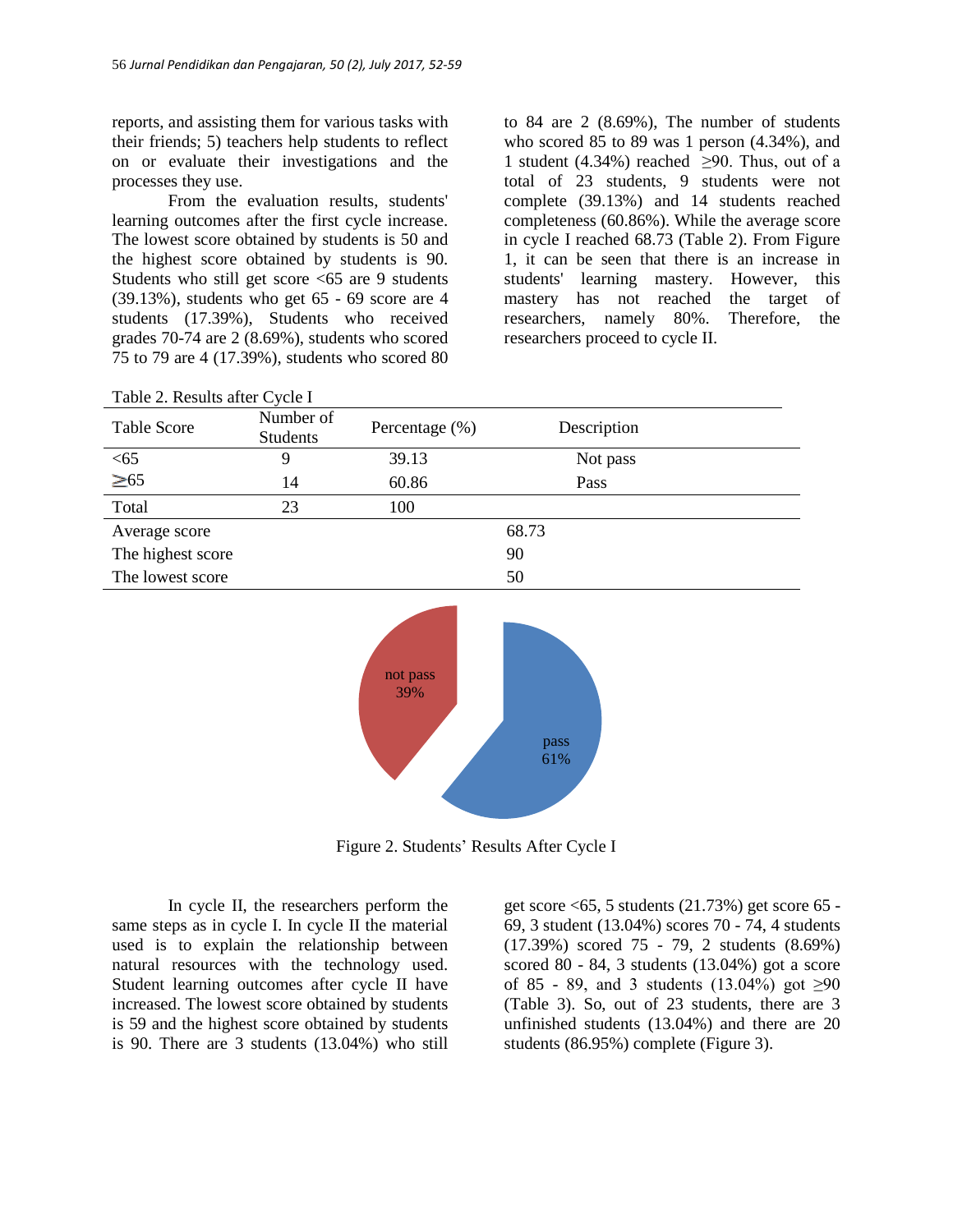reports, and assisting them for various tasks with their friends; 5) teachers help students to reflect on or evaluate their investigations and the processes they use.

From the evaluation results, students' learning outcomes after the first cycle increase. The lowest score obtained by students is 50 and the highest score obtained by students is 90. Students who still get score <65 are 9 students (39.13%), students who get 65 - 69 score are 4 students (17.39%), Students who received grades 70-74 are 2 (8.69%), students who scored 75 to 79 are 4 (17.39%), students who scored 80 to 84 are 2 (8.69%), The number of students who scored 85 to 89 was 1 person (4.34%), and 1 student (4.34%) reached ≥90. Thus, out of a total of 23 students, 9 students were not complete (39.13%) and 14 students reached completeness (60.86%). While the average score in cycle I reached 68.73 (Table 2). From Figure 1, it can be seen that there is an increase in students' learning mastery. However, this mastery has not reached the target of researchers, namely 80%. Therefore, the researchers proceed to cycle II.

Table 2. Results after Cycle I

| Table Score | Number of Students | Percentage (%) | Description |
|---|---|---|---|
| <65 | 9 | 39.13 | Not pass |
| ≥65 | 14 | 60.86 | Pass |
| Total | 23 | 100 | |
| Average score | | 68.73 | |
| The highest score | | 90 | |
| The lowest score | | 50 | |

not pass 39%

pass 61%

Figure 2. Students' Results After Cycle I

In cycle II, the researchers perform the same steps as in cycle I. In cycle II the material used is to explain the relationship between natural resources with the technology used. Student learning outcomes after cycle II have increased. The lowest score obtained by students is 59 and the highest score obtained by students is 90. There are 3 students (13.04%) who still get score <65, 5 students (21.73%) get score 65 - 69, 3 student (13.04%) scores 70 - 74, 4 students (17.39%) scored 75 - 79, 2 students (8.69%) scored 80 - 84, 3 students (13.04%) got a score of 85 - 89, and 3 students (13.04%) got ≥90 (Table 3). So, out of 23 students, there are 3 unfinished students (13.04%) and there are 20 students (86.95%) complete (Figure 3).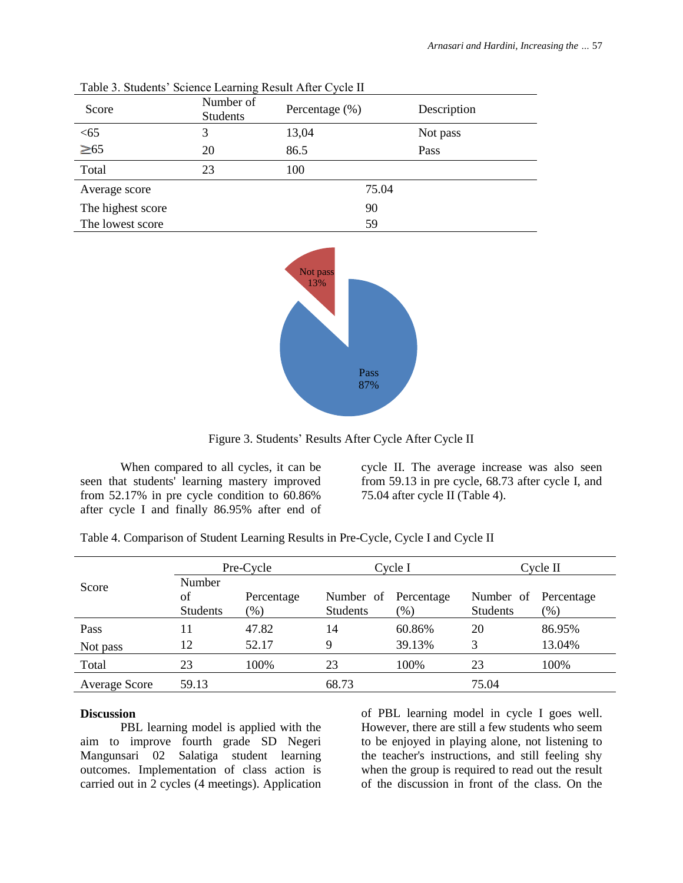Table 3. Students' Science Learning Result After Cycle II

| Score | Number of Students | Percentage (%) | Description |
|---|---|---|---|
| <65 | 3 | 13,04 | Not pass |
| ≥65 | 20 | 86.5 | Pass |
| Total | 23 | 100 | |
| Average score | | 75.04 | |
| The highest score | | 90 | |
| The lowest score | | 59 | |

Figure 3. Students' Results After Cycle After Cycle II

When compared to all cycles, it can be seen that students' learning mastery improved from 52.17% in pre cycle condition to 60.86% after cycle I and finally 86.95% after end of cycle II. The average increase was also seen from 59.13 in pre cycle, 68.73 after cycle I, and 75.04 after cycle II (Table 4).

Table 4. Comparison of Student Learning Results in Pre-Cycle, Cycle I and Cycle II

| Score | Pre-Cycle | | Cycle I | | Cycle II | |
|---|---|---|---|---|---|---|
| | Number of Students | Percentage (%) | Number of Students | Percentage (%) | Number of Students | Percentage (%) |
| Pass | 11 | 47.82 | 14 | 60.86% | 20 | 86.95% |
| Not pass | 12 | 52.17 | 9 | 39.13% | 3 | 13.04% |
| Total | 23 | 100% | 23 | 100% | 23 | 100% |
| Average Score | 59.13 | | 68.73 | | 75.04 | |

**Discussion**

PBL learning model is applied with the aim to improve fourth grade SD Negeri Mangunsari 02 Salatiga student learning outcomes. Implementation of class action is carried out in 2 cycles (4 meetings). Application of PBL learning model in cycle I goes well. However, there are still a few students who seem to be enjoyed in playing alone, not listening to the teacher's instructions, and still feeling shy when the group is required to read out the result of the discussion in front of the class. On the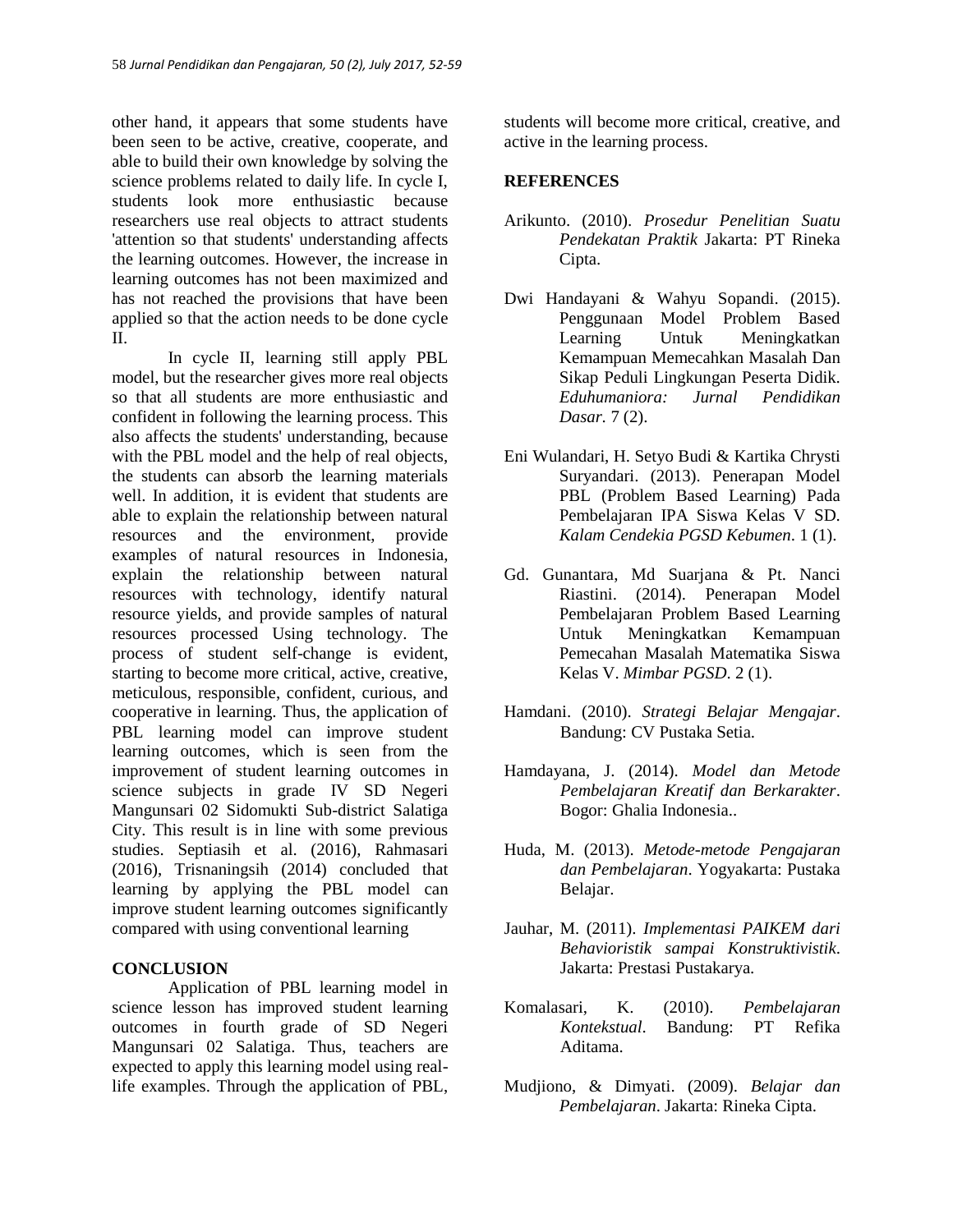other hand, it appears that some students have been seen to be active, creative, cooperate, and able to build their own knowledge by solving the science problems related to daily life. In cycle I, students look more enthusiastic because researchers use real objects to attract students 'attention so that students' understanding affects the learning outcomes. However, the increase in learning outcomes has not been maximized and has not reached the provisions that have been applied so that the action needs to be done cycle II.

In cycle II, learning still apply PBL model, but the researcher gives more real objects so that all students are more enthusiastic and confident in following the learning process. This also affects the students' understanding, because with the PBL model and the help of real objects, the students can absorb the learning materials well. In addition, it is evident that students are able to explain the relationship between natural resources and the environment, provide examples of natural resources in Indonesia, explain the relationship between natural resources with technology, identify natural resource yields, and provide samples of natural resources processed Using technology. The process of student self-change is evident, starting to become more critical, active, creative, meticulous, responsible, confident, curious, and cooperative in learning. Thus, the application of PBL learning model can improve student learning outcomes, which is seen from the improvement of student learning outcomes in science subjects in grade IV SD Negeri Mangunsari 02 Sidomukti Sub-district Salatiga City. This result is in line with some previous studies. Septiasih et al. (2016), Rahmasari (2016), Trisnaningsih (2014) concluded that learning by applying the PBL model can improve student learning outcomes significantly compared with using conventional learning

## CONCLUSION

Application of PBL learning model in science lesson has improved student learning outcomes in fourth grade of SD Negeri Mangunsari 02 Salatiga. Thus, teachers are expected to apply this learning model using real-life examples. Through the application of PBL, students will become more critical, creative, and active in the learning process.

## REFERENCES

Arikunto. (2010). *Prosedur Penelitian Suatu Pendekatan Praktik* Jakarta: PT Rineka Cipta.

Dwi Handayani & Wahyu Sopandi. (2015). Penggunaan Model Problem Based Learning Untuk Meningkatkan Kemampuan Memecahkan Masalah Dan Sikap Peduli Lingkungan Peserta Didik. *Eduhumaniora: Jurnal Pendidikan Dasar.* 7 (2).

Eni Wulandari, H. Setyo Budi & Kartika Chrysti Suryandari. (2013). Penerapan Model PBL (Problem Based Learning) Pada Pembelajaran IPA Siswa Kelas V SD. *Kalam Cendekia PGSD Kebumen*. 1 (1).

Gd. Gunantara, Md Suarjana & Pt. Nanci Riastini. (2014). Penerapan Model Pembelajaran Problem Based Learning Untuk Meningkatkan Kemampuan Pemecahan Masalah Matematika Siswa Kelas V. *Mimbar PGSD*. 2 (1).

Hamdani. (2010). *Strategi Belajar Mengajar*. Bandung: CV Pustaka Setia.

Hamdayana, J. (2014). *Model dan Metode Pembelajaran Kreatif dan Berkarakter*. Bogor: Ghalia Indonesia..

Huda, M. (2013). *Metode-metode Pengajaran dan Pembelajaran*. Yogyakarta: Pustaka Belajar.

Jauhar, M. (2011). *Implementasi PAIKEM dari Behavioristik sampai Konstruktivistik*. Jakarta: Prestasi Pustakarya.

Komalasari, K. (2010). *Pembelajaran Kontekstual*. Bandung: PT Refika Aditama.

Mudjiono, & Dimyati. (2009). *Belajar dan Pembelajaran*. Jakarta: Rineka Cipta.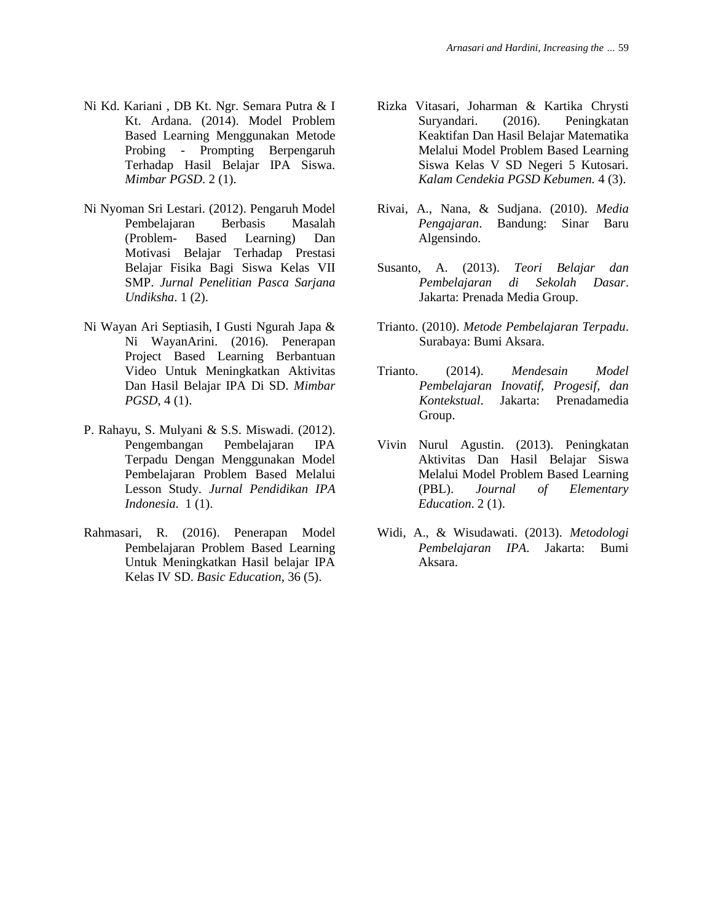Ni Kd. Kariani , DB Kt. Ngr. Semara Putra & I Kt. Ardana. (2014). Model Problem Based Learning Menggunakan Metode Probing - Prompting Berpengaruh Terhadap Hasil Belajar IPA Siswa. *Mimbar PGSD*. 2 (1).

Ni Nyoman Sri Lestari. (2012). Pengaruh Model Pembelajaran Berbasis Masalah (Problem- Based Learning) Dan Motivasi Belajar Terhadap Prestasi Belajar Fisika Bagi Siswa Kelas VII SMP. *Jurnal Penelitian Pasca Sarjana Undiksha*. 1 (2).

Ni Wayan Ari Septiasih, I Gusti Ngurah Japa & Ni WayanArini. (2016). Penerapan Project Based Learning Berbantuan Video Untuk Meningkatkan Aktivitas Dan Hasil Belajar IPA Di SD. *Mimbar PGSD*, 4 (1).

P. Rahayu, S. Mulyani & S.S. Miswadi. (2012). Pengembangan Pembelajaran IPA Terpadu Dengan Menggunakan Model Pembelajaran Problem Based Melalui Lesson Study. *Jurnal Pendidikan IPA Indonesia*. 1 (1).

Rahmasari, R. (2016). Penerapan Model Pembelajaran Problem Based Learning Untuk Meningkatkan Hasil belajar IPA Kelas IV SD. *Basic Education*, 36 (5).

Rizka Vitasari, Joharman & Kartika Chrysti Suryandari. (2016). Peningkatan Keaktifan Dan Hasil Belajar Matematika Melalui Model Problem Based Learning Siswa Kelas V SD Negeri 5 Kutosari. *Kalam Cendekia PGSD Kebumen.* 4 (3).

Rivai, A., Nana, & Sudjana. (2010). *Media Pengajaran*. Bandung: Sinar Baru Algensindo.

Susanto, A. (2013). *Teori Belajar dan Pembelajaran di Sekolah Dasar*. Jakarta: Prenada Media Group.

Trianto. (2010). *Metode Pembelajaran Terpadu*. Surabaya: Bumi Aksara.

Trianto. (2014). *Mendesain Model Pembelajaran Inovatif, Progesif, dan Kontekstual*. Jakarta: Prenadamedia Group.

Vivin Nurul Agustin. (2013). Peningkatan Aktivitas Dan Hasil Belajar Siswa Melalui Model Problem Based Learning (PBL). *Journal of Elementary Education*. 2 (1).

Widi, A., & Wisudawati. (2013). *Metodologi Pembelajaran IPA*. Jakarta: Bumi Aksara.